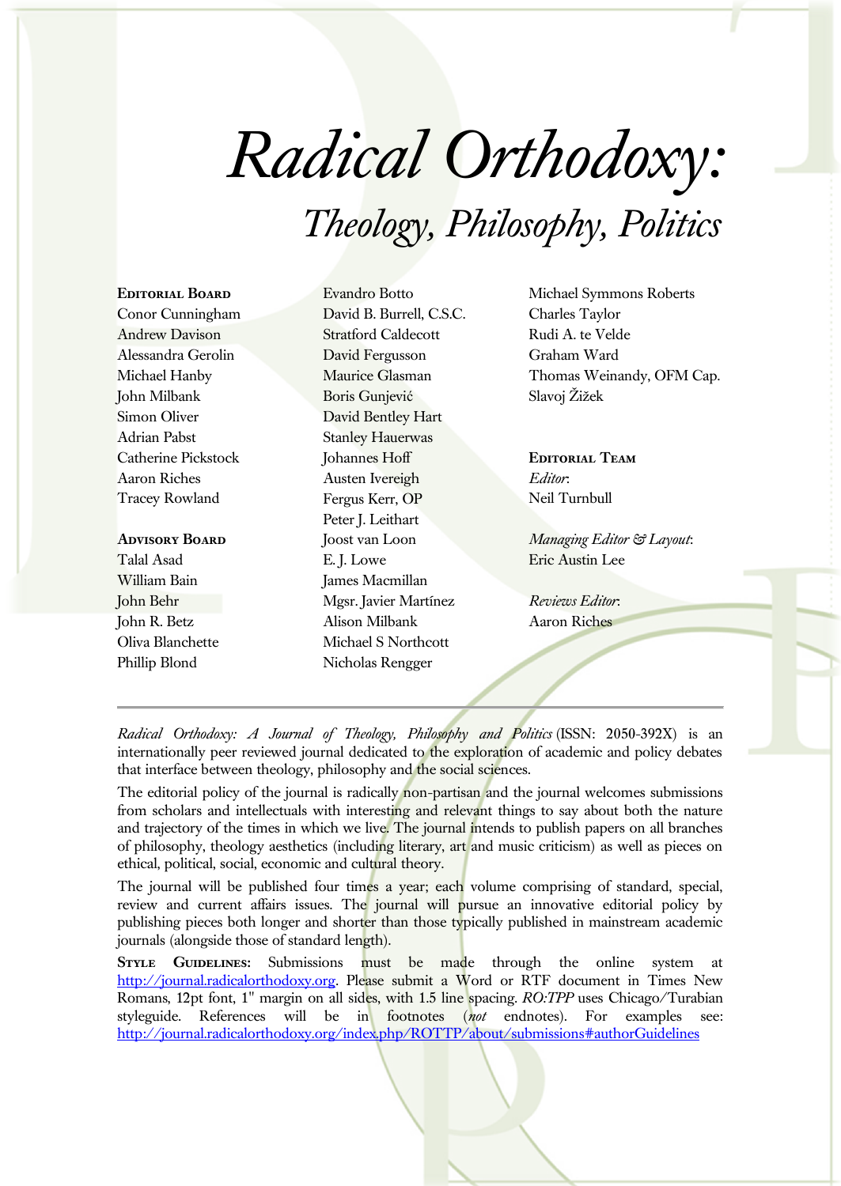# *Radical Orthodoxy:*

## *Theology, Philosophy, Politics*

**Editorial Board**
Conor Cunningham
Andrew Davison
Alessandra Gerolin
Michael Hanby
John Milbank
Simon Oliver
Adrian Pabst
Catherine Pickstock
Aaron Riches
Tracey Rowland

**Advisory Board**
Talal Asad
William Bain
John Behr
John R. Betz
Oliva Blanchette
Phillip Blond
Evandro Botto
David B. Burrell, C.S.C.
Stratford Caldecott
David Fergusson
Maurice Glasman
Boris Gunjević
David Bentley Hart
Stanley Hauerwas
Johannes Hoff
Austen Ivereigh
Fergus Kerr, OP
Peter J. Leithart
Joost van Loon
E. J. Lowe
James Macmillan
Mgsr. Javier Martínez
Alison Milbank
Michael S Northcott
Nicholas Rengger
Michael Symmons Roberts
Charles Taylor
Rudi A. te Velde
Graham Ward
Thomas Weinandy, OFM Cap.
Slavoj Žižek

**Editorial Team**

*Editor*:
Neil Turnbull

*Managing Editor & Layout*:
Eric Austin Lee

*Reviews Editor*:
Aaron Riches

---

*Radical Orthodoxy: A Journal of Theology, Philosophy and Politics* (ISSN: 2050-392X) is an internationally peer reviewed journal dedicated to the exploration of academic and policy debates that interface between theology, philosophy and the social sciences.

The editorial policy of the journal is radically non-partisan and the journal welcomes submissions from scholars and intellectuals with interesting and relevant things to say about both the nature and trajectory of the times in which we live. The journal intends to publish papers on all branches of philosophy, theology aesthetics (including literary, art and music criticism) as well as pieces on ethical, political, social, economic and cultural theory.

The journal will be published four times a year; each volume comprising of standard, special, review and current affairs issues. The journal will pursue an innovative editorial policy by publishing pieces both longer and shorter than those typically published in mainstream academic journals (alongside those of standard length).

**Style Guidelines:** Submissions must be made through the online system at http://journal.radicalorthodoxy.org. Please submit a Word or RTF document in Times New Romans, 12pt font, 1" margin on all sides, with 1.5 line spacing. *RO:TPP* uses Chicago/Turabian styleguide. References will be in footnotes (*not* endnotes). For examples see: http://journal.radicalorthodoxy.org/index.php/ROTTP/about/submissions#authorGuidelines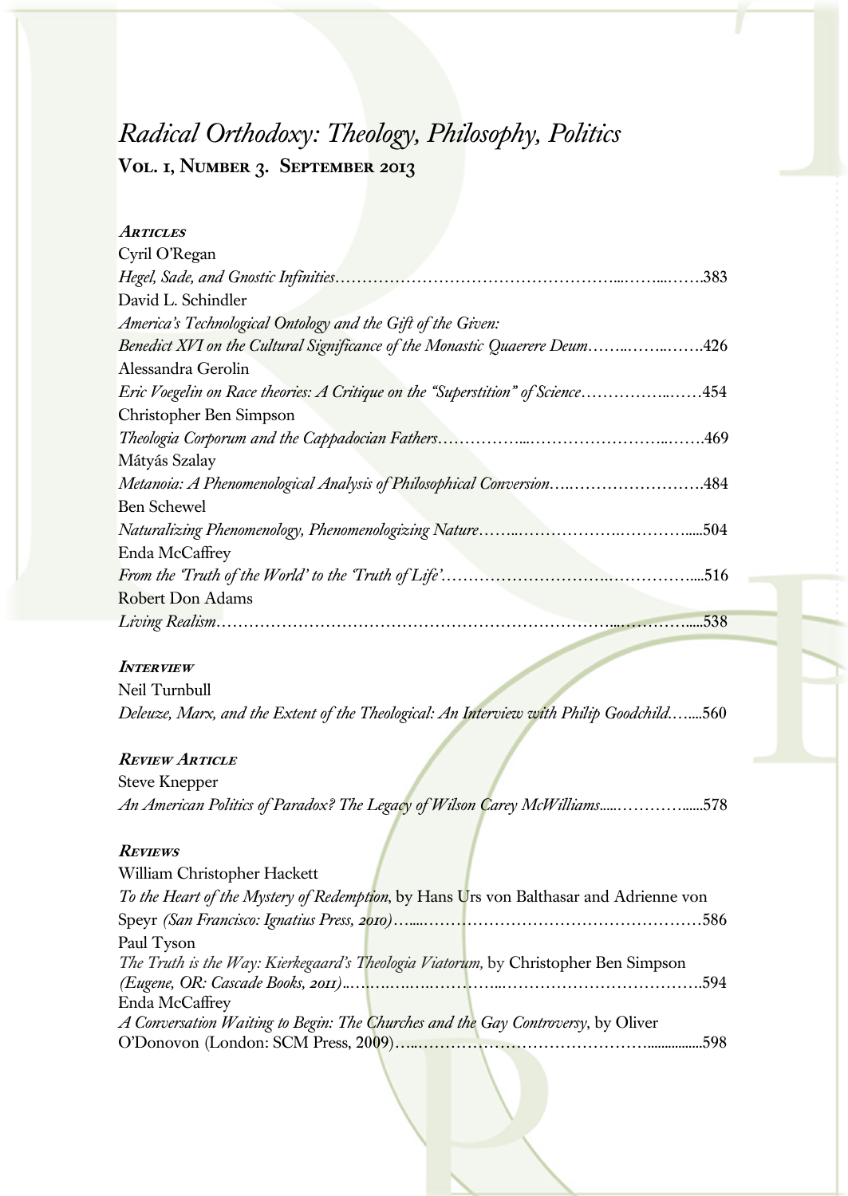# *Radical Orthodoxy: Theology, Philosophy, Politics*

**VOL. 1, NUMBER 3. SEPTEMBER 2013**

***ARTICLES***

Cyril O'Regan
*Hegel, Sade, and Gnostic Infinities*……………………………………………...……...…….383

David L. Schindler
*America's Technological Ontology and the Gift of the Given:*
*Benedict XVI on the Cultural Significance of the Monastic Quaerere Deum*……..……..…….426

Alessandra Gerolin
*Eric Voegelin on Race theories: A Critique on the "Superstition" of Science*……………..……454

Christopher Ben Simpson
*Theologia Corporum and the Cappadocian Fathers*……………...………………………..…….469

Mátyás Szalay
*Metanoia: A Phenomenological Analysis of Philosophical Conversion*…..…………………….484

Ben Schewel
*Naturalizing Phenomenology, Phenomenologizing Nature*……..……………….………….....504

Enda McCaffrey
*From the 'Truth of the World' to the 'Truth of Life'*……………………….……………......516

Robert Don Adams
*Living Realism*…………………………………………………………………...…………....538

***INTERVIEW***

Neil Turnbull
*Deleuze, Marx, and the Extent of the Theological: An Interview with Philip Goodchild*…....560

***REVIEW ARTICLE***

Steve Knepper
*An American Politics of Paradox? The Legacy of Wilson Carey McWilliams*.....………….......578

***REVIEWS***

William Christopher Hackett
*To the Heart of the Mystery of Redemption*, by Hans Urs von Balthasar and Adrienne von Speyr *(San Francisco: Ignatius Press, 2010)*…....……………………………………………586

Paul Tyson
*The Truth is the Way: Kierkegaard's Theologia Viatorum,* by Christopher Ben Simpson *(Eugene, OR: Cascade Books, 2011)*..……………………..…………………………….594

Enda McCaffrey
*A Conversation Waiting to Begin: The Churches and the Gay Controversy*, by Oliver O'Donovon (London: SCM Press, 2009)…..……………………………….................598